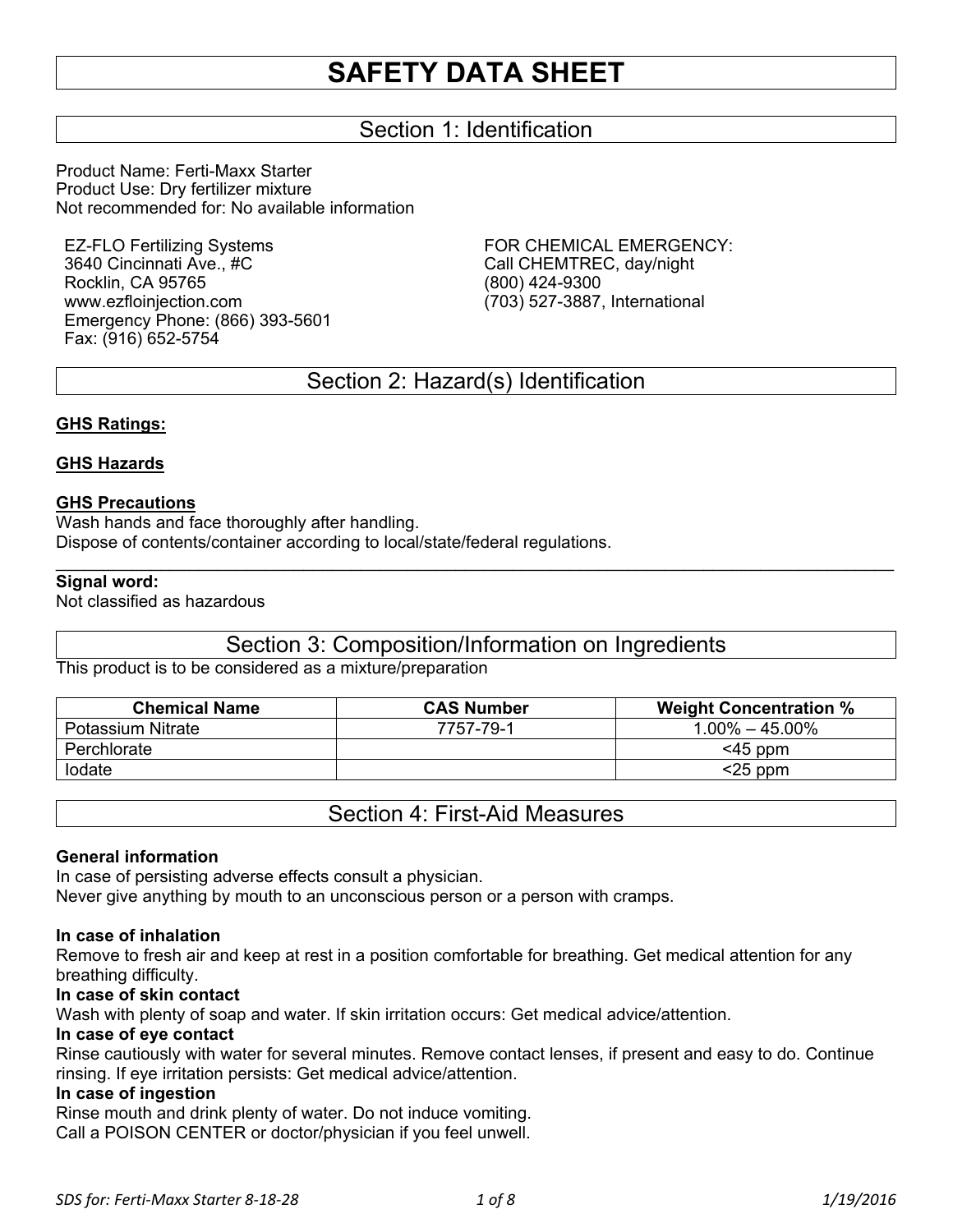# SAFETY DATA SHEET

## Section 1: Identification

Product Name: Ferti-Maxx Starter
Product Use: Dry fertilizer mixture
Not recommended for: No available information

EZ-FLO Fertilizing Systems
3640 Cincinnati Ave., #C
Rocklin, CA 95765
www.ezfloinjection.com
Emergency Phone: (866) 393-5601
Fax: (916) 652-5754

FOR CHEMICAL EMERGENCY:
Call CHEMTREC, day/night
(800) 424-9300
(703) 527-3887, International

## Section 2: Hazard(s) Identification

**GHS Ratings:**

**GHS Hazards**

**GHS Precautions**
Wash hands and face thoroughly after handling.
Dispose of contents/container according to local/state/federal regulations.

---

**Signal word:**
Not classified as hazardous

## Section 3: Composition/Information on Ingredients

This product is to be considered as a mixture/preparation

| Chemical Name | CAS Number | Weight Concentration % |
|---|---|---|
| Potassium Nitrate | 7757-79-1 | 1.00% – 45.00% |
| Perchlorate | | <45 ppm |
| Iodate | | <25 ppm |

## Section 4: First-Aid Measures

**General information**
In case of persisting adverse effects consult a physician.
Never give anything by mouth to an unconscious person or a person with cramps.

**In case of inhalation**
Remove to fresh air and keep at rest in a position comfortable for breathing. Get medical attention for any breathing difficulty.

**In case of skin contact**
Wash with plenty of soap and water. If skin irritation occurs: Get medical advice/attention.

**In case of eye contact**
Rinse cautiously with water for several minutes. Remove contact lenses, if present and easy to do. Continue rinsing. If eye irritation persists: Get medical advice/attention.

**In case of ingestion**
Rinse mouth and drink plenty of water. Do not induce vomiting.
Call a POISON CENTER or doctor/physician if you feel unwell.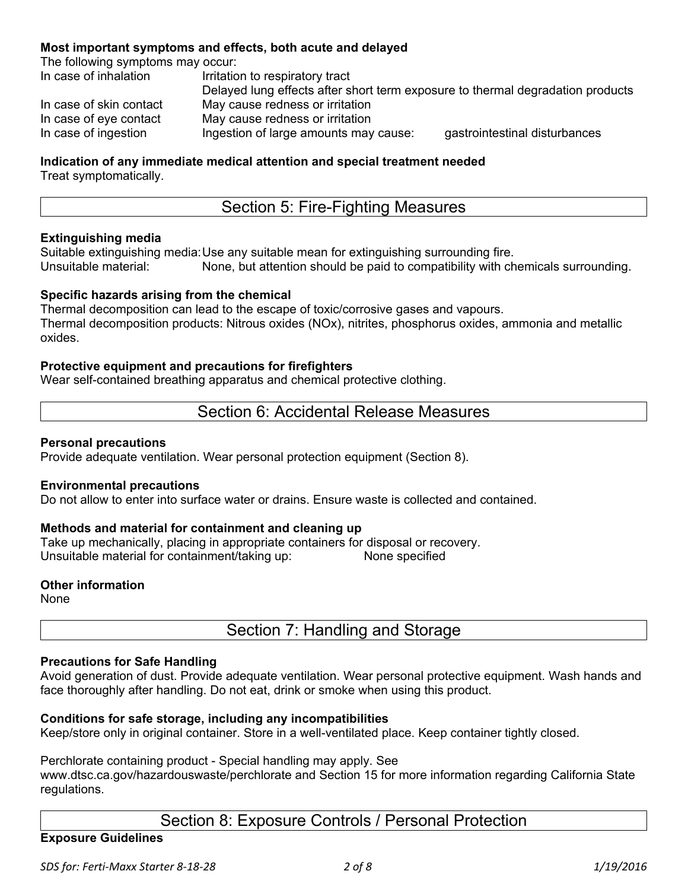**Most important symptoms and effects, both acute and delayed**

The following symptoms may occur:

| | | |
|---|---|---|
| In case of inhalation | Irritation to respiratory tract<br>Delayed lung effects after short term exposure to thermal degradation products | |
| In case of skin contact | May cause redness or irritation | |
| In case of eye contact | May cause redness or irritation | |
| In case of ingestion | Ingestion of large amounts may cause: | gastrointestinal disturbances |

**Indication of any immediate medical attention and special treatment needed**

Treat symptomatically.

## Section 5: Fire-Fighting Measures

**Extinguishing media**

Suitable extinguishing media: Use any suitable mean for extinguishing surrounding fire.
Unsuitable material: None, but attention should be paid to compatibility with chemicals surrounding.

**Specific hazards arising from the chemical**

Thermal decomposition can lead to the escape of toxic/corrosive gases and vapours.
Thermal decomposition products: Nitrous oxides (NOx), nitrites, phosphorus oxides, ammonia and metallic oxides.

**Protective equipment and precautions for firefighters**

Wear self-contained breathing apparatus and chemical protective clothing.

## Section 6: Accidental Release Measures

**Personal precautions**

Provide adequate ventilation. Wear personal protection equipment (Section 8).

**Environmental precautions**

Do not allow to enter into surface water or drains. Ensure waste is collected and contained.

**Methods and material for containment and cleaning up**

Take up mechanically, placing in appropriate containers for disposal or recovery.
Unsuitable material for containment/taking up: None specified

**Other information**

None

## Section 7: Handling and Storage

**Precautions for Safe Handling**

Avoid generation of dust. Provide adequate ventilation. Wear personal protective equipment. Wash hands and face thoroughly after handling. Do not eat, drink or smoke when using this product.

**Conditions for safe storage, including any incompatibilities**

Keep/store only in original container. Store in a well-ventilated place. Keep container tightly closed.

Perchlorate containing product - Special handling may apply. See www.dtsc.ca.gov/hazardouswaste/perchlorate and Section 15 for more information regarding California State regulations.

## Section 8: Exposure Controls / Personal Protection

**Exposure Guidelines**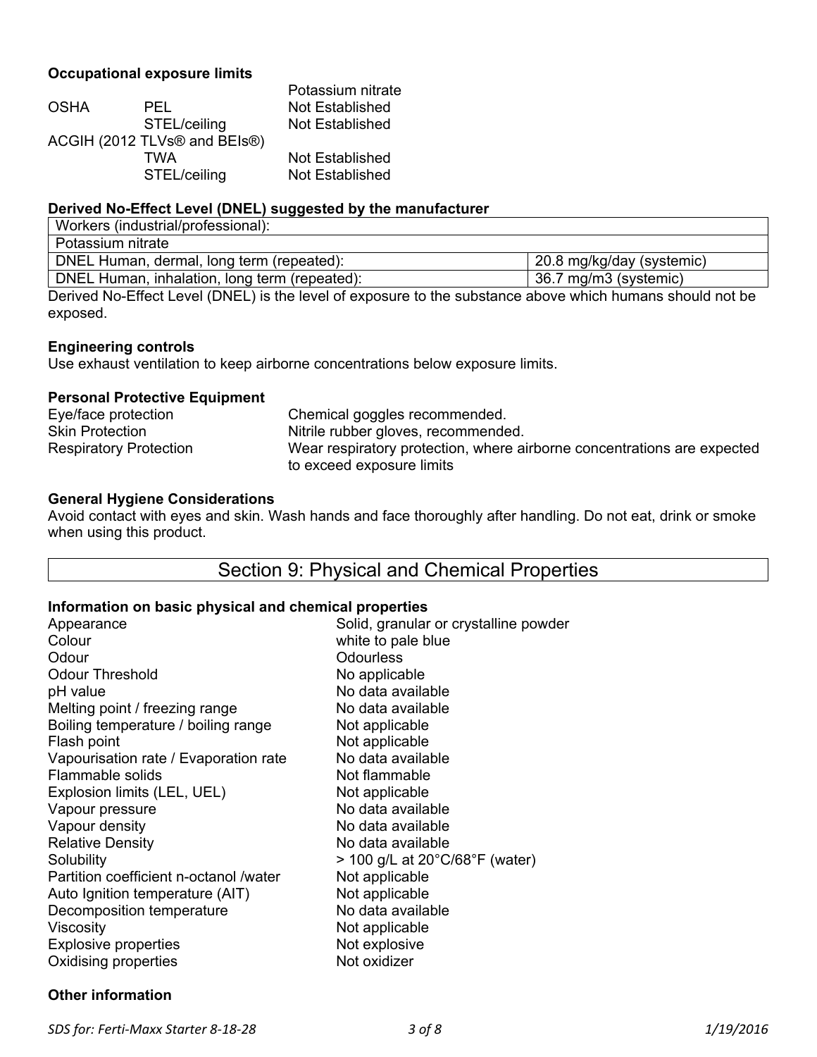**Occupational exposure limits**

| | | Potassium nitrate |
|---|---|---|
| OSHA | PEL | Not Established |
| | STEL/ceiling | Not Established |
| ACGIH (2012 TLVs® and BEIs®) | | |
| | TWA | Not Established |
| | STEL/ceiling | Not Established |

**Derived No-Effect Level (DNEL) suggested by the manufacturer**

| Workers (industrial/professional): | |
|---|---|
| Potassium nitrate | |
| DNEL Human, dermal, long term (repeated): | 20.8 mg/kg/day (systemic) |
| DNEL Human, inhalation, long term (repeated): | 36.7 mg/m3 (systemic) |

Derived No-Effect Level (DNEL) is the level of exposure to the substance above which humans should not be exposed.

**Engineering controls**

Use exhaust ventilation to keep airborne concentrations below exposure limits.

**Personal Protective Equipment**

| | |
|---|---|
| Eye/face protection | Chemical goggles recommended. |
| Skin Protection | Nitrile rubber gloves, recommended. |
| Respiratory Protection | Wear respiratory protection, where airborne concentrations are expected to exceed exposure limits |

**General Hygiene Considerations**

Avoid contact with eyes and skin. Wash hands and face thoroughly after handling. Do not eat, drink or smoke when using this product.

## Section 9: Physical and Chemical Properties

**Information on basic physical and chemical properties**

| | |
|---|---|
| Appearance | Solid, granular or crystalline powder |
| Colour | white to pale blue |
| Odour | Odourless |
| Odour Threshold | No applicable |
| pH value | No data available |
| Melting point / freezing range | No data available |
| Boiling temperature / boiling range | Not applicable |
| Flash point | Not applicable |
| Vapourisation rate / Evaporation rate | No data available |
| Flammable solids | Not flammable |
| Explosion limits (LEL, UEL) | Not applicable |
| Vapour pressure | No data available |
| Vapour density | No data available |
| Relative Density | No data available |
| Solubility | > 100 g/L at 20°C/68°F (water) |
| Partition coefficient n-octanol /water | Not applicable |
| Auto Ignition temperature (AIT) | Not applicable |
| Decomposition temperature | No data available |
| Viscosity | Not applicable |
| Explosive properties | Not explosive |
| Oxidising properties | Not oxidizer |

**Other information**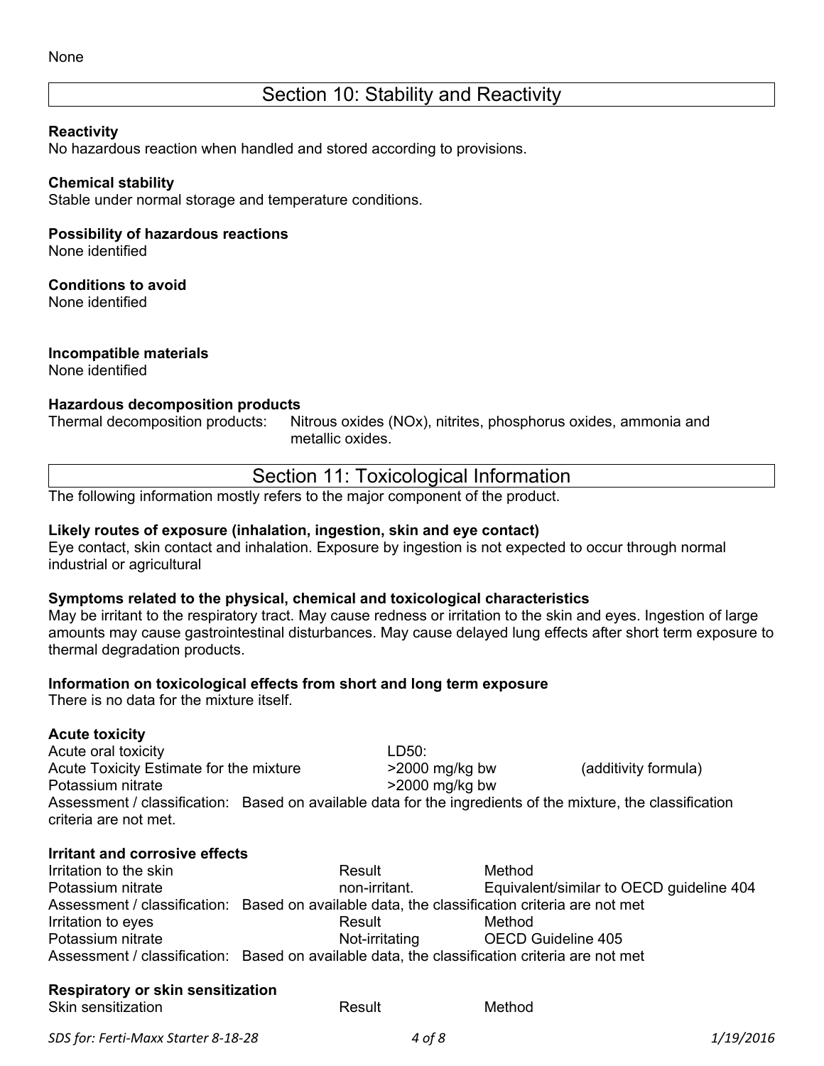None

## Section 10: Stability and Reactivity

**Reactivity**
No hazardous reaction when handled and stored according to provisions.

**Chemical stability**
Stable under normal storage and temperature conditions.

**Possibility of hazardous reactions**
None identified

**Conditions to avoid**
None identified

**Incompatible materials**
None identified

**Hazardous decomposition products**
Thermal decomposition products: Nitrous oxides (NOx), nitrites, phosphorus oxides, ammonia and metallic oxides.

## Section 11: Toxicological Information

The following information mostly refers to the major component of the product.

**Likely routes of exposure (inhalation, ingestion, skin and eye contact)**
Eye contact, skin contact and inhalation. Exposure by ingestion is not expected to occur through normal industrial or agricultural

**Symptoms related to the physical, chemical and toxicological characteristics**
May be irritant to the respiratory tract. May cause redness or irritation to the skin and eyes. Ingestion of large amounts may cause gastrointestinal disturbances. May cause delayed lung effects after short term exposure to thermal degradation products.

**Information on toxicological effects from short and long term exposure**
There is no data for the mixture itself.

**Acute toxicity**

| Acute oral toxicity | LD50: | |
|---|---|---|
| Acute Toxicity Estimate for the mixture | >2000 mg/kg bw | (additivity formula) |
| Potassium nitrate | >2000 mg/kg bw | |

Assessment / classification: Based on available data for the ingredients of the mixture, the classification criteria are not met.

**Irritant and corrosive effects**

| Irritation to the skin | Result | Method |
|---|---|---|
| Potassium nitrate | non-irritant. | Equivalent/similar to OECD guideline 404 |

Assessment / classification: Based on available data, the classification criteria are not met

| Irritation to eyes | Result | Method |
|---|---|---|
| Potassium nitrate | Not-irritating | OECD Guideline 405 |

Assessment / classification: Based on available data, the classification criteria are not met

**Respiratory or skin sensitization**

| Skin sensitization | Result | Method |
|---|---|---|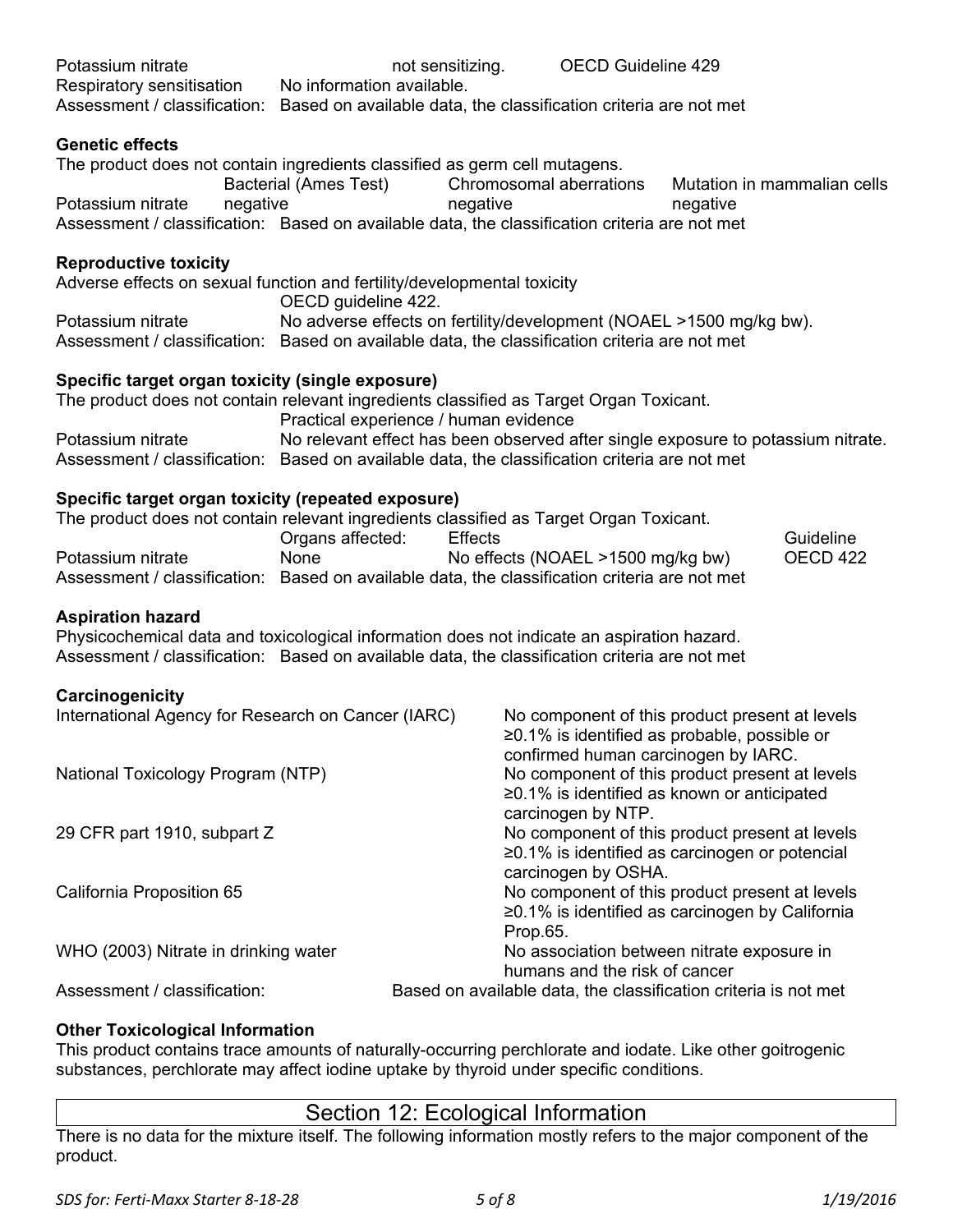| | | |
|---|---|---|
| Potassium nitrate | not sensitizing. | OECD Guideline 429 |

Respiratory sensitisation    No information available.
Assessment / classification:  Based on available data, the classification criteria are not met

**Genetic effects**

The product does not contain ingredients classified as germ cell mutagens.

| | Bacterial (Ames Test) | Chromosomal aberrations | Mutation in mammalian cells |
|---|---|---|---|
| Potassium nitrate | negative | negative | negative |

Assessment / classification:  Based on available data, the classification criteria are not met

**Reproductive toxicity**

Adverse effects on sexual function and fertility/developmental toxicity

| | OECD guideline 422. |
|---|---|
| Potassium nitrate | No adverse effects on fertility/development (NOAEL >1500 mg/kg bw). |

Assessment / classification:  Based on available data, the classification criteria are not met

**Specific target organ toxicity (single exposure)**

The product does not contain relevant ingredients classified as Target Organ Toxicant.

| | Practical experience / human evidence |
|---|---|
| Potassium nitrate | No relevant effect has been observed after single exposure to potassium nitrate. |

Assessment / classification:  Based on available data, the classification criteria are not met

**Specific target organ toxicity (repeated exposure)**

The product does not contain relevant ingredients classified as Target Organ Toxicant.

| | Organs affected: | Effects | Guideline |
|---|---|---|---|
| Potassium nitrate | None | No effects (NOAEL >1500 mg/kg bw) | OECD 422 |

Assessment / classification:  Based on available data, the classification criteria are not met

**Aspiration hazard**

Physicochemical data and toxicological information does not indicate an aspiration hazard.
Assessment / classification:  Based on available data, the classification criteria are not met

**Carcinogenicity**

| | |
|---|---|
| International Agency for Research on Cancer (IARC) | No component of this product present at levels ≥0.1% is identified as probable, possible or confirmed human carcinogen by IARC. |
| National Toxicology Program (NTP) | No component of this product present at levels ≥0.1% is identified as known or anticipated carcinogen by NTP. |
| 29 CFR part 1910, subpart Z | No component of this product present at levels ≥0.1% is identified as carcinogen or potencial carcinogen by OSHA. |
| California Proposition 65 | No component of this product present at levels ≥0.1% is identified as carcinogen by California Prop.65. |
| WHO (2003) Nitrate in drinking water | No association between nitrate exposure in humans and the risk of cancer |
| Assessment / classification: | Based on available data, the classification criteria is not met |

**Other Toxicological Information**

This product contains trace amounts of naturally-occurring perchlorate and iodate. Like other goitrogenic substances, perchlorate may affect iodine uptake by thyroid under specific conditions.

## Section 12: Ecological Information

There is no data for the mixture itself. The following information mostly refers to the major component of the product.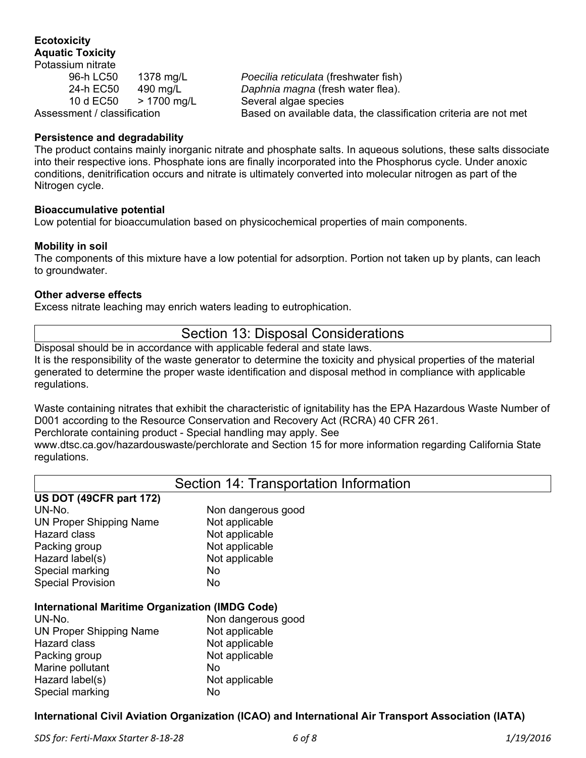**Ecotoxicity**

**Aquatic Toxicity**

Potassium nitrate

| | | |
|---|---|---|
| 96-h LC50 | 1378 mg/L | *Poecilia reticulata* (freshwater fish) |
| 24-h EC50 | 490 mg/L | *Daphnia magna* (fresh water flea). |
| 10 d EC50 | > 1700 mg/L | Several algae species |

Assessment / classification — Based on available data, the classification criteria are not met

**Persistence and degradability**

The product contains mainly inorganic nitrate and phosphate salts. In aqueous solutions, these salts dissociate into their respective ions. Phosphate ions are finally incorporated into the Phosphorus cycle. Under anoxic conditions, denitrification occurs and nitrate is ultimately converted into molecular nitrogen as part of the Nitrogen cycle.

**Bioaccumulative potential**

Low potential for bioaccumulation based on physicochemical properties of main components.

**Mobility in soil**

The components of this mixture have a low potential for adsorption. Portion not taken up by plants, can leach to groundwater.

**Other adverse effects**

Excess nitrate leaching may enrich waters leading to eutrophication.

## Section 13: Disposal Considerations

Disposal should be in accordance with applicable federal and state laws.
It is the responsibility of the waste generator to determine the toxicity and physical properties of the material generated to determine the proper waste identification and disposal method in compliance with applicable regulations.

Waste containing nitrates that exhibit the characteristic of ignitability has the EPA Hazardous Waste Number of D001 according to the Resource Conservation and Recovery Act (RCRA) 40 CFR 261.
Perchlorate containing product - Special handling may apply. See www.dtsc.ca.gov/hazardouswaste/perchlorate and Section 15 for more information regarding California State regulations.

## Section 14: Transportation Information

**US DOT (49CFR part 172)**

| | |
|---|---|
| UN-No. | Non dangerous good |
| UN Proper Shipping Name | Not applicable |
| Hazard class | Not applicable |
| Packing group | Not applicable |
| Hazard label(s) | Not applicable |
| Special marking | No |
| Special Provision | No |

**International Maritime Organization (IMDG Code)**

| | |
|---|---|
| UN-No. | Non dangerous good |
| UN Proper Shipping Name | Not applicable |
| Hazard class | Not applicable |
| Packing group | Not applicable |
| Marine pollutant | No |
| Hazard label(s) | Not applicable |
| Special marking | No |

**International Civil Aviation Organization (ICAO) and International Air Transport Association (IATA)**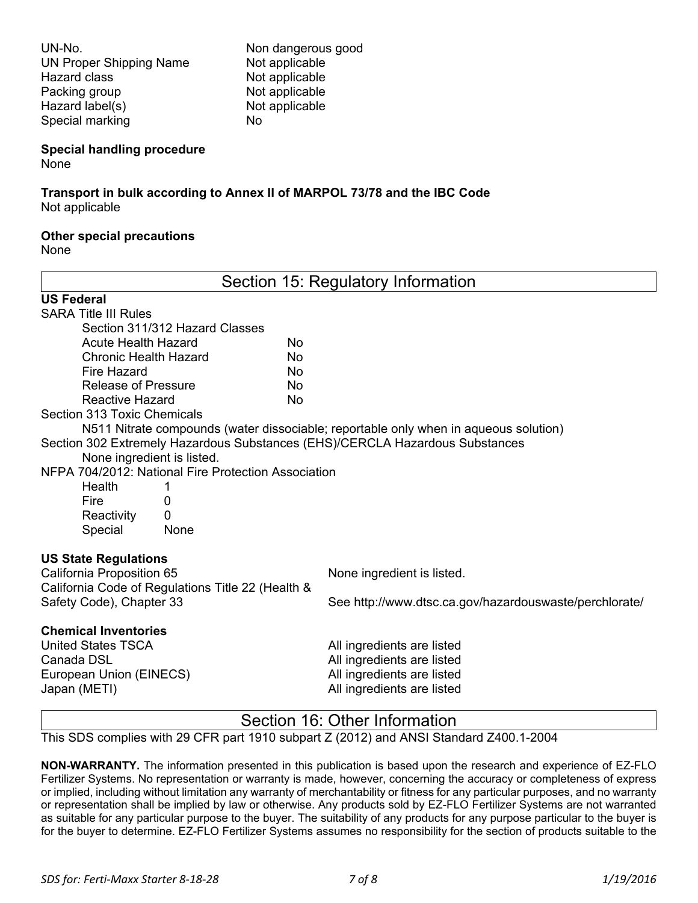| | |
|---|---|
| UN-No. | Non dangerous good |
| UN Proper Shipping Name | Not applicable |
| Hazard class | Not applicable |
| Packing group | Not applicable |
| Hazard label(s) | Not applicable |
| Special marking | No |

**Special handling procedure**
None

**Transport in bulk according to Annex II of MARPOL 73/78 and the IBC Code**
Not applicable

**Other special precautions**
None

## Section 15: Regulatory Information

**US Federal**

SARA Title III Rules

Section 311/312 Hazard Classes

| | |
|---|---|
| Acute Health Hazard | No |
| Chronic Health Hazard | No |
| Fire Hazard | No |
| Release of Pressure | No |
| Reactive Hazard | No |

Section 313 Toxic Chemicals

N511 Nitrate compounds (water dissociable; reportable only when in aqueous solution)

Section 302 Extremely Hazardous Substances (EHS)/CERCLA Hazardous Substances

None ingredient is listed.

NFPA 704/2012: National Fire Protection Association

| | |
|---|---|
| Health | 1 |
| Fire | 0 |
| Reactivity | 0 |
| Special | None |

**US State Regulations**

| | |
|---|---|
| California Proposition 65 | None ingredient is listed. |
| California Code of Regulations Title 22 (Health & Safety Code), Chapter 33 | See http://www.dtsc.ca.gov/hazardouswaste/perchlorate/ |

**Chemical Inventories**

| | |
|---|---|
| United States TSCA | All ingredients are listed |
| Canada DSL | All ingredients are listed |
| European Union (EINECS) | All ingredients are listed |
| Japan (METI) | All ingredients are listed |

## Section 16: Other Information

This SDS complies with 29 CFR part 1910 subpart Z (2012) and ANSI Standard Z400.1-2004

**NON-WARRANTY.** The information presented in this publication is based upon the research and experience of EZ-FLO Fertilizer Systems. No representation or warranty is made, however, concerning the accuracy or completeness of express or implied, including without limitation any warranty of merchantability or fitness for any particular purposes, and no warranty or representation shall be implied by law or otherwise. Any products sold by EZ-FLO Fertilizer Systems are not warranted as suitable for any particular purpose to the buyer. The suitability of any products for any purpose particular to the buyer is for the buyer to determine. EZ-FLO Fertilizer Systems assumes no responsibility for the section of products suitable to the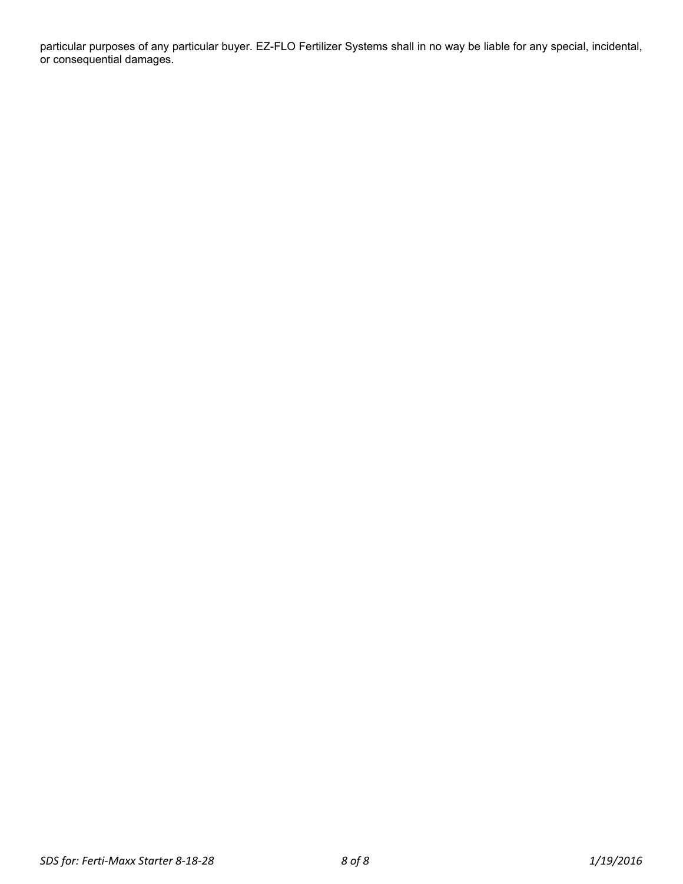particular purposes of any particular buyer. EZ-FLO Fertilizer Systems shall in no way be liable for any special, incidental, or consequential damages.